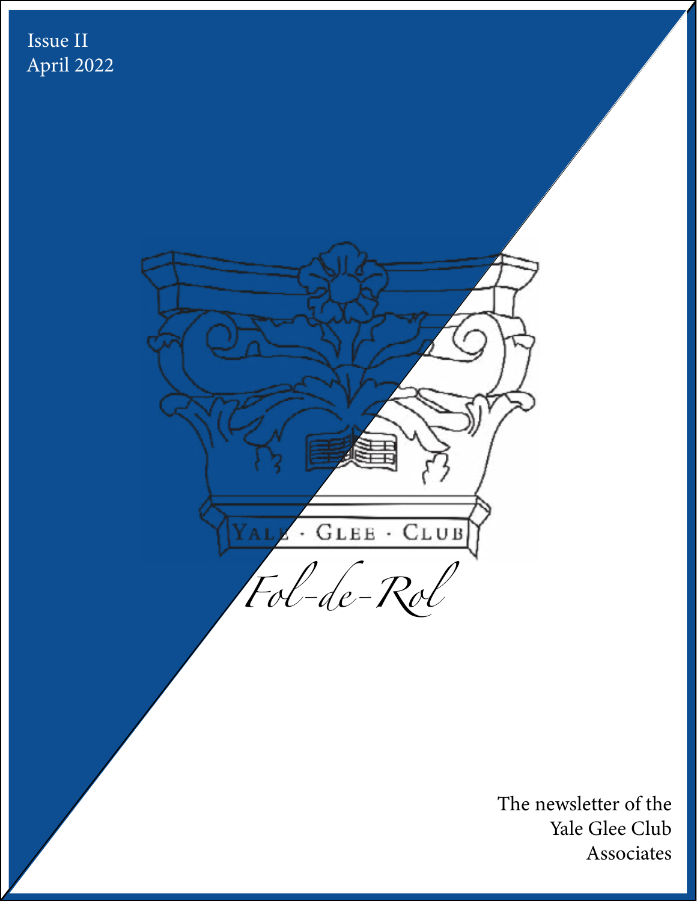Issue II
April 2022

YALE · GLEE · CLUB

# *Fol-de-Rol*

The newsletter of the
Yale Glee Club
Associates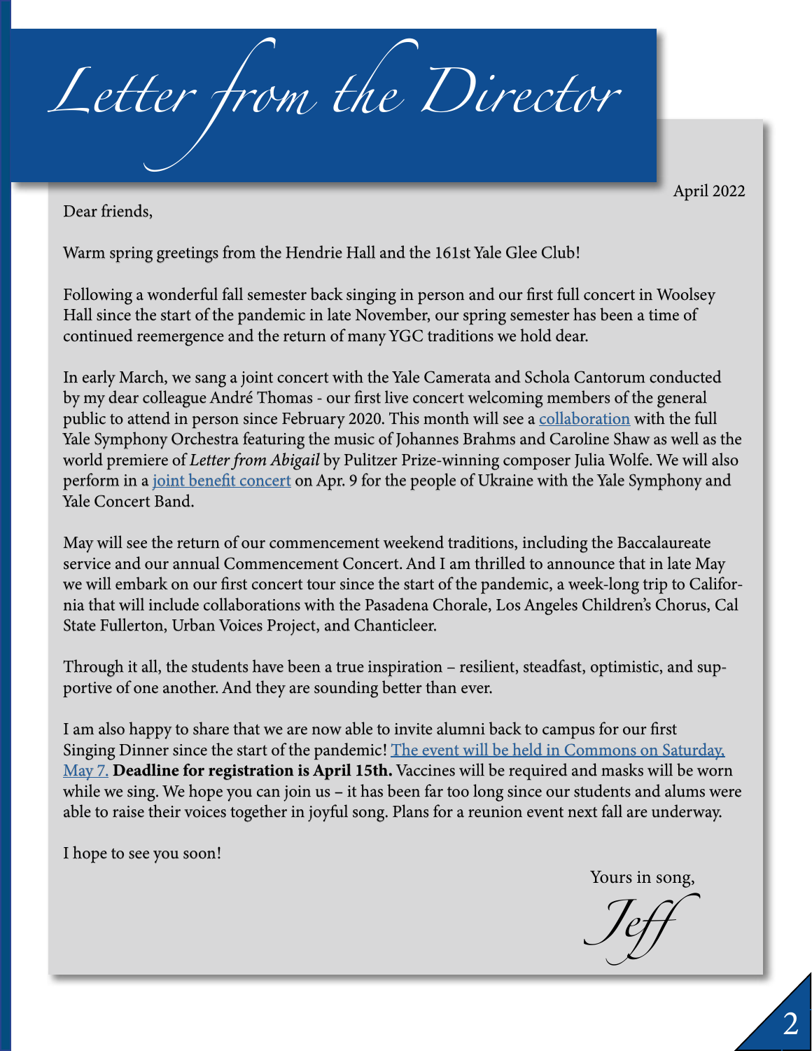# Letter from the Director

April 2022

Dear friends,

Warm spring greetings from the Hendrie Hall and the 161st Yale Glee Club!

Following a wonderful fall semester back singing in person and our first full concert in Woolsey Hall since the start of the pandemic in late November, our spring semester has been a time of continued reemergence and the return of many YGC traditions we hold dear.

In early March, we sang a joint concert with the Yale Camerata and Schola Cantorum conducted by my dear colleague André Thomas - our first live concert welcoming members of the general public to attend in person since February 2020. This month will see a collaboration with the full Yale Symphony Orchestra featuring the music of Johannes Brahms and Caroline Shaw as well as the world premiere of *Letter from Abigail* by Pulitzer Prize-winning composer Julia Wolfe. We will also perform in a joint benefit concert on Apr. 9 for the people of Ukraine with the Yale Symphony and Yale Concert Band.

May will see the return of our commencement weekend traditions, including the Baccalaureate service and our annual Commencement Concert. And I am thrilled to announce that in late May we will embark on our first concert tour since the start of the pandemic, a week-long trip to California that will include collaborations with the Pasadena Chorale, Los Angeles Children's Chorus, Cal State Fullerton, Urban Voices Project, and Chanticleer.

Through it all, the students have been a true inspiration – resilient, steadfast, optimistic, and supportive of one another. And they are sounding better than ever.

I am also happy to share that we are now able to invite alumni back to campus for our first Singing Dinner since the start of the pandemic! The event will be held in Commons on Saturday, May 7. **Deadline for registration is April 15th.** Vaccines will be required and masks will be worn while we sing. We hope you can join us – it has been far too long since our students and alums were able to raise their voices together in joyful song. Plans for a reunion event next fall are underway.

I hope to see you soon!

Yours in song,

Jeff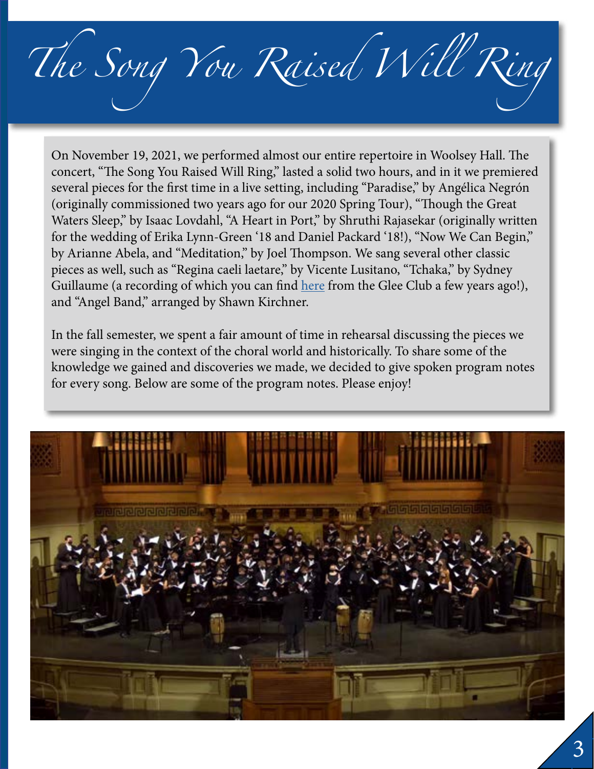# The Song You Raised Will Ring

On November 19, 2021, we performed almost our entire repertoire in Woolsey Hall. The concert, "The Song You Raised Will Ring," lasted a solid two hours, and in it we premiered several pieces for the first time in a live setting, including "Paradise," by Angélica Negrón (originally commissioned two years ago for our 2020 Spring Tour), "Though the Great Waters Sleep," by Isaac Lovdahl, "A Heart in Port," by Shruthi Rajasekar (originally written for the wedding of Erika Lynn-Green '18 and Daniel Packard '18!), "Now We Can Begin," by Arianne Abela, and "Meditation," by Joel Thompson. We sang several other classic pieces as well, such as "Regina caeli laetare," by Vicente Lusitano, "Tchaka," by Sydney Guillaume (a recording of which you can find here from the Glee Club a few years ago!), and "Angel Band," arranged by Shawn Kirchner.

In the fall semester, we spent a fair amount of time in rehearsal discussing the pieces we were singing in the context of the choral world and historically. To share some of the knowledge we gained and discoveries we made, we decided to give spoken program notes for every song. Below are some of the program notes. Please enjoy!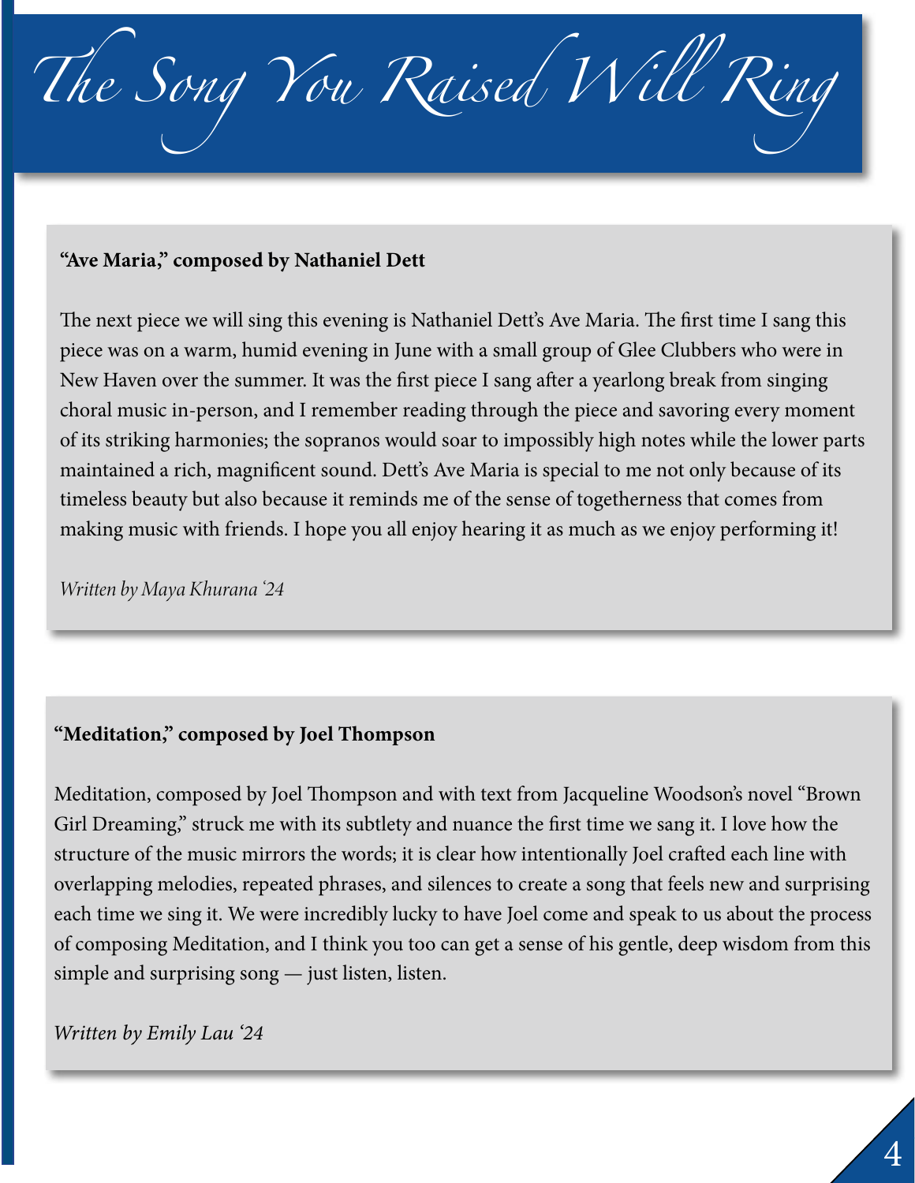# The Song You Raised Will Ring

**"Ave Maria," composed by Nathaniel Dett**

The next piece we will sing this evening is Nathaniel Dett's Ave Maria. The first time I sang this piece was on a warm, humid evening in June with a small group of Glee Clubbers who were in New Haven over the summer. It was the first piece I sang after a yearlong break from singing choral music in-person, and I remember reading through the piece and savoring every moment of its striking harmonies; the sopranos would soar to impossibly high notes while the lower parts maintained a rich, magnificent sound. Dett's Ave Maria is special to me not only because of its timeless beauty but also because it reminds me of the sense of togetherness that comes from making music with friends. I hope you all enjoy hearing it as much as we enjoy performing it!

*Written by Maya Khurana '24*

**"Meditation," composed by Joel Thompson**

Meditation, composed by Joel Thompson and with text from Jacqueline Woodson's novel "Brown Girl Dreaming," struck me with its subtlety and nuance the first time we sang it. I love how the structure of the music mirrors the words; it is clear how intentionally Joel crafted each line with overlapping melodies, repeated phrases, and silences to create a song that feels new and surprising each time we sing it. We were incredibly lucky to have Joel come and speak to us about the process of composing Meditation, and I think you too can get a sense of his gentle, deep wisdom from this simple and surprising song — just listen, listen.

*Written by Emily Lau '24*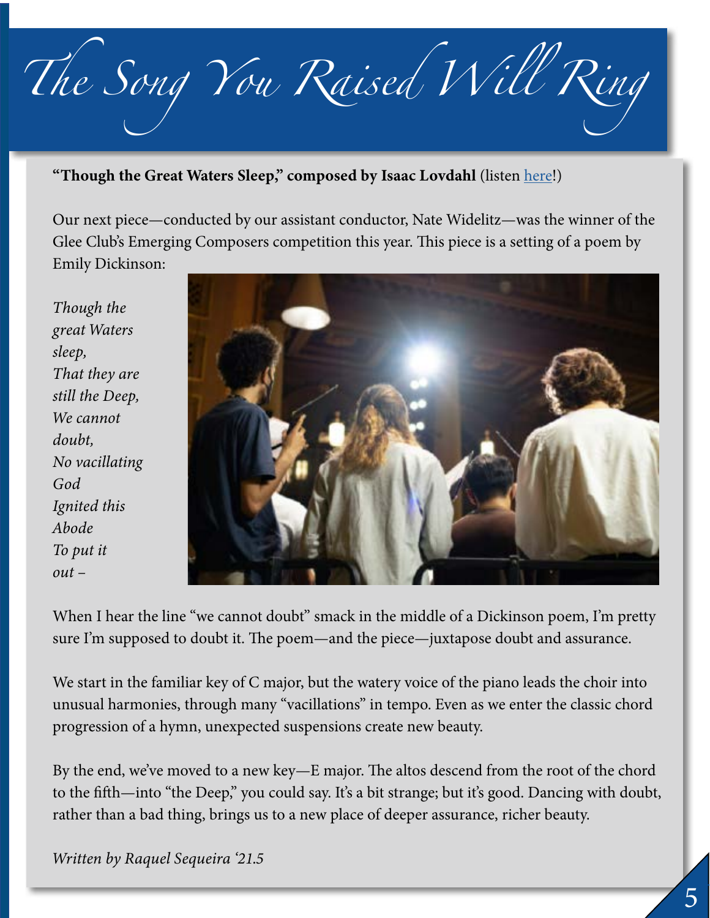# *The Song You Raised Will Ring*

**"Though the Great Waters Sleep," composed by Isaac Lovdahl** (listen [here](here)!)

Our next piece—conducted by our assistant conductor, Nate Widelitz—was the winner of the Glee Club's Emerging Composers competition this year. This piece is a setting of a poem by Emily Dickinson:

*Though the great Waters sleep,*
*That they are still the Deep,*
*We cannot doubt,*
*No vacillating God*
*Ignited this Abode*
*To put it out –*

When I hear the line "we cannot doubt" smack in the middle of a Dickinson poem, I'm pretty sure I'm supposed to doubt it. The poem—and the piece—juxtapose doubt and assurance.

We start in the familiar key of C major, but the watery voice of the piano leads the choir into unusual harmonies, through many "vacillations" in tempo. Even as we enter the classic chord progression of a hymn, unexpected suspensions create new beauty.

By the end, we've moved to a new key—E major. The altos descend from the root of the chord to the fifth—into "the Deep," you could say. It's a bit strange; but it's good. Dancing with doubt, rather than a bad thing, brings us to a new place of deeper assurance, richer beauty.

*Written by Raquel Sequeira '21.5*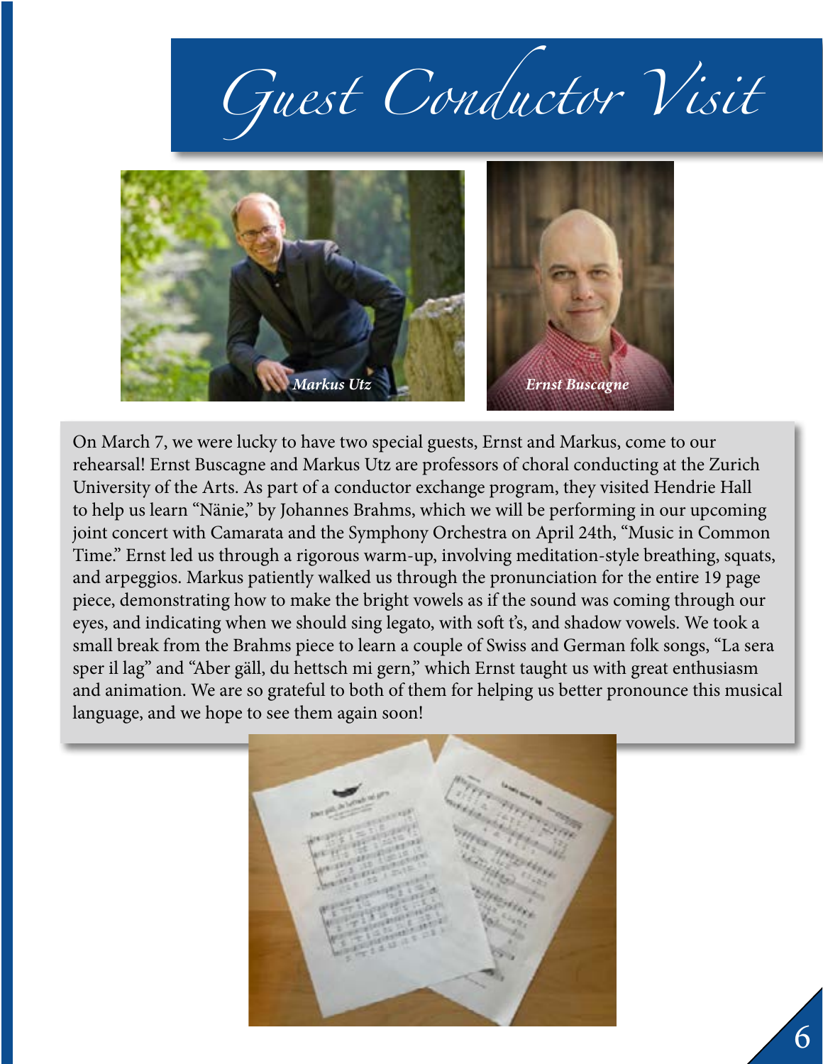# Guest Conductor Visit

*Markus Utz*

*Ernst Buscagne*

On March 7, we were lucky to have two special guests, Ernst and Markus, come to our rehearsal! Ernst Buscagne and Markus Utz are professors of choral conducting at the Zurich University of the Arts. As part of a conductor exchange program, they visited Hendrie Hall to help us learn "Nänie," by Johannes Brahms, which we will be performing in our upcoming joint concert with Camarata and the Symphony Orchestra on April 24th, "Music in Common Time." Ernst led us through a rigorous warm-up, involving meditation-style breathing, squats, and arpeggios. Markus patiently walked us through the pronunciation for the entire 19 page piece, demonstrating how to make the bright vowels as if the sound was coming through our eyes, and indicating when we should sing legato, with soft t's, and shadow vowels. We took a small break from the Brahms piece to learn a couple of Swiss and German folk songs, "La sera sper il lag" and "Aber gäll, du hettsch mi gern," which Ernst taught us with great enthusiasm and animation. We are so grateful to both of them for helping us better pronounce this musical language, and we hope to see them again soon!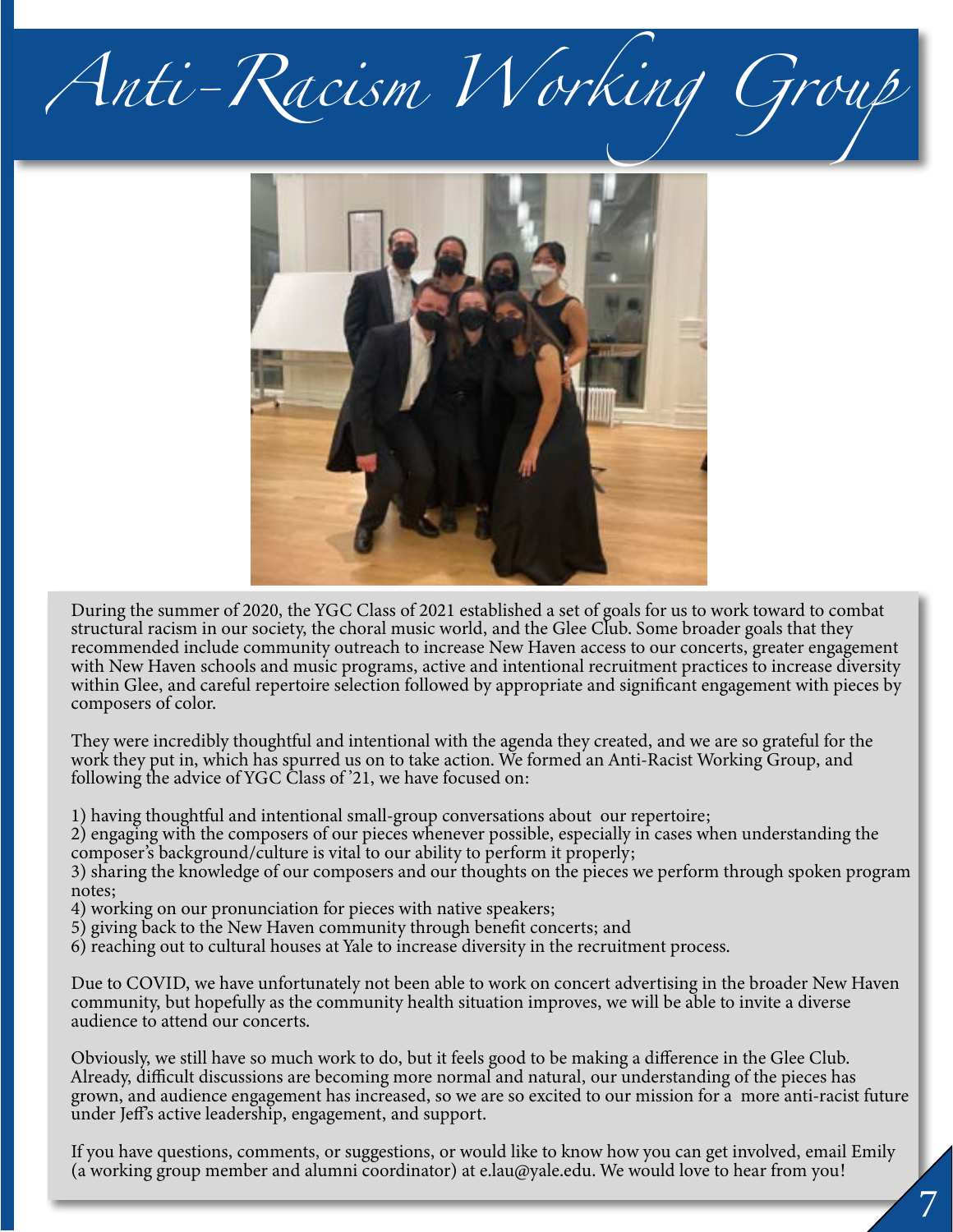# Anti-Racism Working Group

During the summer of 2020, the YGC Class of 2021 established a set of goals for us to work toward to combat structural racism in our society, the choral music world, and the Glee Club. Some broader goals that they recommended include community outreach to increase New Haven access to our concerts, greater engagement with New Haven schools and music programs, active and intentional recruitment practices to increase diversity within Glee, and careful repertoire selection followed by appropriate and significant engagement with pieces by composers of color.

They were incredibly thoughtful and intentional with the agenda they created, and we are so grateful for the work they put in, which has spurred us on to take action. We formed an Anti-Racist Working Group, and following the advice of YGC Class of '21, we have focused on:

1) having thoughtful and intentional small-group conversations about our repertoire;
2) engaging with the composers of our pieces whenever possible, especially in cases when understanding the composer's background/culture is vital to our ability to perform it properly;
3) sharing the knowledge of our composers and our thoughts on the pieces we perform through spoken program notes;
4) working on our pronunciation for pieces with native speakers;
5) giving back to the New Haven community through benefit concerts; and
6) reaching out to cultural houses at Yale to increase diversity in the recruitment process.

Due to COVID, we have unfortunately not been able to work on concert advertising in the broader New Haven community, but hopefully as the community health situation improves, we will be able to invite a diverse audience to attend our concerts.

Obviously, we still have so much work to do, but it feels good to be making a difference in the Glee Club. Already, difficult discussions are becoming more normal and natural, our understanding of the pieces has grown, and audience engagement has increased, so we are so excited to our mission for a more anti-racist future under Jeff's active leadership, engagement, and support.

If you have questions, comments, or suggestions, or would like to know how you can get involved, email Emily (a working group member and alumni coordinator) at e.lau@yale.edu. We would love to hear from you!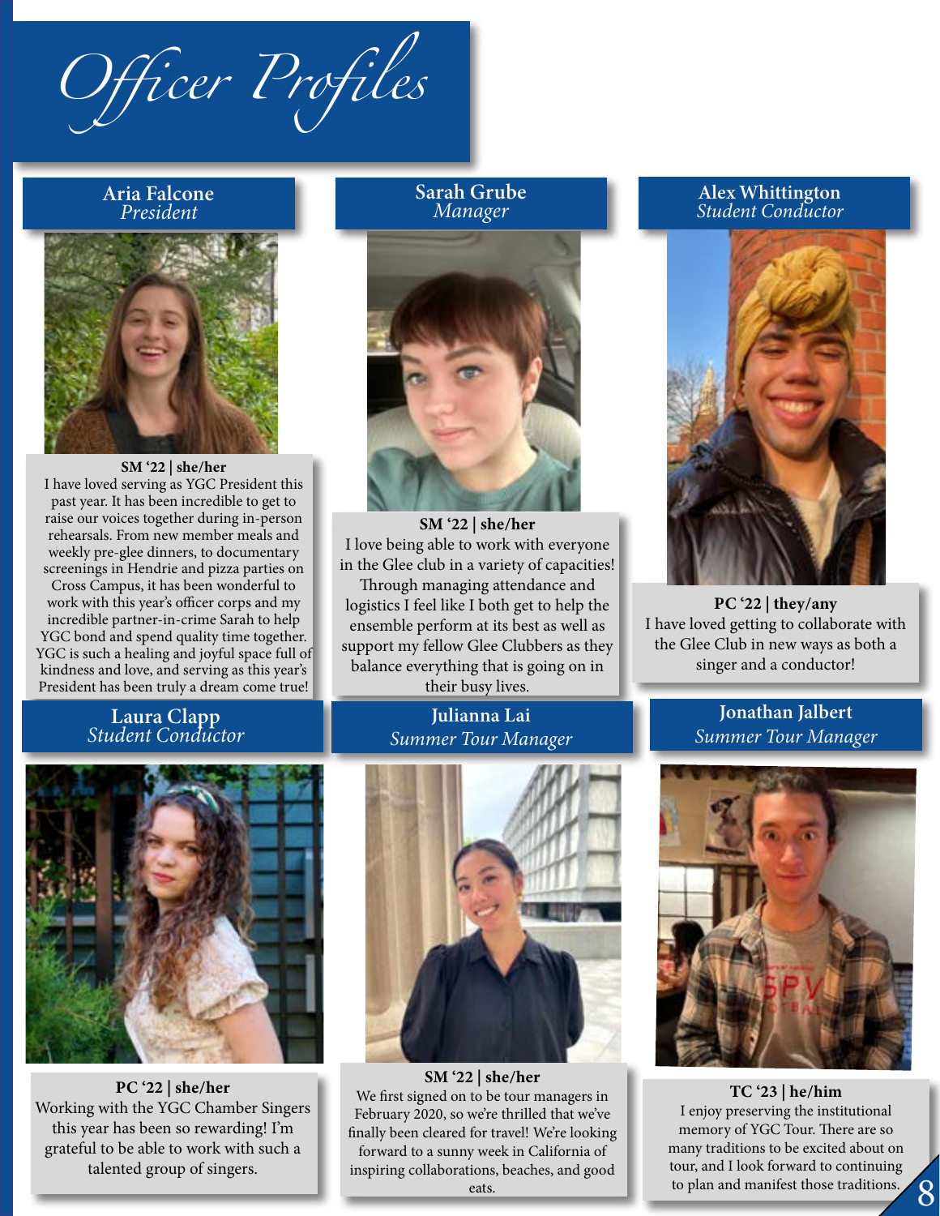# Officer Profiles

## Aria Falcone
*President*

**SM '22 | she/her**

I have loved serving as YGC President this past year. It has been incredible to get to raise our voices together during in-person rehearsals. From new member meals and weekly pre-glee dinners, to documentary screenings in Hendrie and pizza parties on Cross Campus, it has been wonderful to work with this year's officer corps and my incredible partner-in-crime Sarah to help YGC bond and spend quality time together. YGC is such a healing and joyful space full of kindness and love, and serving as this year's President has been truly a dream come true!

## Sarah Grube
*Manager*

**SM '22 | she/her**

I love being able to work with everyone in the Glee club in a variety of capacities! Through managing attendance and logistics I feel like I both get to help the ensemble perform at its best as well as support my fellow Glee Clubbers as they balance everything that is going on in their busy lives.

## Alex Whittington
*Student Conductor*

**PC '22 | they/any**

I have loved getting to collaborate with the Glee Club in new ways as both a singer and a conductor!

## Laura Clapp
*Student Conductor*

**PC '22 | she/her**

Working with the YGC Chamber Singers this year has been so rewarding! I'm grateful to be able to work with such a talented group of singers.

## Julianna Lai
*Summer Tour Manager*

**SM '22 | she/her**

We first signed on to be tour managers in February 2020, so we're thrilled that we've finally been cleared for travel! We're looking forward to a sunny week in California of inspiring collaborations, beaches, and good eats.

## Jonathan Jalbert
*Summer Tour Manager*

**TC '23 | he/him**

I enjoy preserving the institutional memory of YGC Tour. There are so many traditions to be excited about on tour, and I look forward to continuing to plan and manifest those traditions.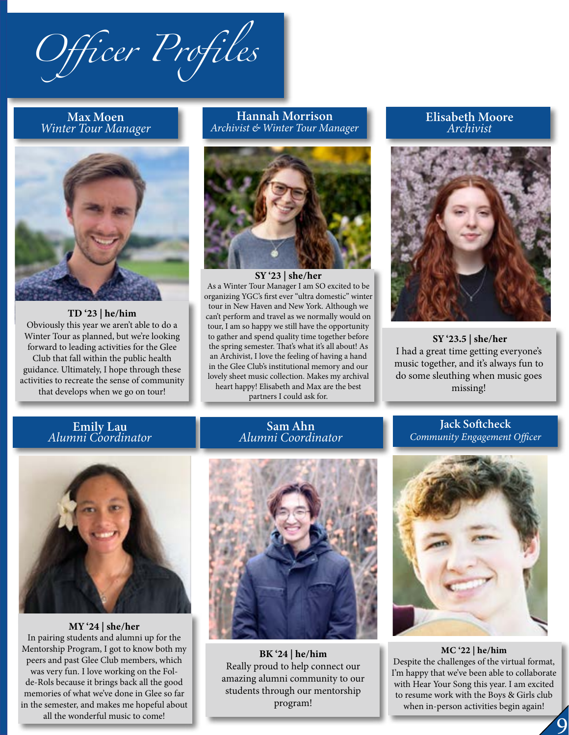# Officer Profiles

## Max Moen
*Winter Tour Manager*

**TD '23 | he/him**

Obviously this year we aren't able to do a Winter Tour as planned, but we're looking forward to leading activities for the Glee Club that fall within the public health guidance. Ultimately, I hope through these activities to recreate the sense of community that develops when we go on tour!

## Hannah Morrison
*Archivist & Winter Tour Manager*

**SY '23 | she/her**

As a Winter Tour Manager I am SO excited to be organizing YGC's first ever "ultra domestic" winter tour in New Haven and New York. Although we can't perform and travel as we normally would on tour, I am so happy we still have the opportunity to gather and spend quality time together before the spring semester. That's what it's all about! As an Archivist, I love the feeling of having a hand in the Glee Club's institutional memory and our lovely sheet music collection. Makes my archival heart happy! Elisabeth and Max are the best partners I could ask for.

## Elisabeth Moore
*Archivist*

**SY '23.5 | she/her**

I had a great time getting everyone's music together, and it's always fun to do some sleuthing when music goes missing!

## Emily Lau
*Alumni Coordinator*

**MY '24 | she/her**

In pairing students and alumni up for the Mentorship Program, I got to know both my peers and past Glee Club members, which was very fun. I love working on the Fol-de-Rols because it brings back all the good memories of what we've done in Glee so far in the semester, and makes me hopeful about all the wonderful music to come!

## Sam Ahn
*Alumni Coordinator*

**BK '24 | he/him**

Really proud to help connect our amazing alumni community to our students through our mentorship program!

## Jack Softcheck
*Community Engagement Officer*

**MC '22 | he/him**

Despite the challenges of the virtual format, I'm happy that we've been able to collaborate with Hear Your Song this year. I am excited to resume work with the Boys & Girls club when in-person activities begin again!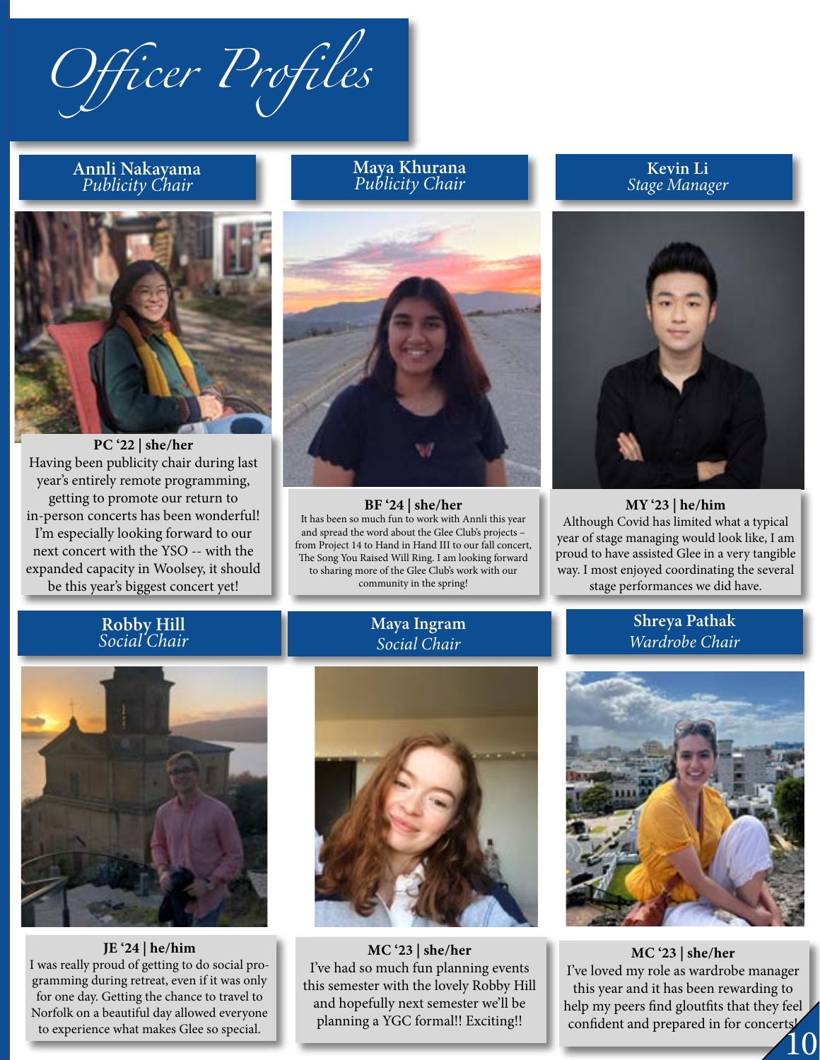# *Officer Profiles*

### Annli Nakayama
*Publicity Chair*

**PC '22 | she/her**

Having been publicity chair during last year's entirely remote programming, getting to promote our return to in-person concerts has been wonderful! I'm especially looking forward to our next concert with the YSO -- with the expanded capacity in Woolsey, it should be this year's biggest concert yet!

### Maya Khurana
*Publicity Chair*

**BF '24 | she/her**

It has been so much fun to work with Annli this year and spread the word about the Glee Club's projects – from Project 14 to Hand in Hand III to our fall concert, The Song You Raised Will Ring. I am looking forward to sharing more of the Glee Club's work with our community in the spring!

### Kevin Li
*Stage Manager*

**MY '23 | he/him**

Although Covid has limited what a typical year of stage managing would look like, I am proud to have assisted Glee in a very tangible way. I most enjoyed coordinating the several stage performances we did have.

### Robby Hill
*Social Chair*

**JE '24 | he/him**

I was really proud of getting to do social programming during retreat, even if it was only for one day. Getting the chance to travel to Norfolk on a beautiful day allowed everyone to experience what makes Glee so special.

### Maya Ingram
*Social Chair*

**MC '23 | she/her**

I've had so much fun planning events this semester with the lovely Robby Hill and hopefully next semester we'll be planning a YGC formal!! Exciting!!

### Shreya Pathak
*Wardrobe Chair*

**MC '23 | she/her**

I've loved my role as wardrobe manager this year and it has been rewarding to help my peers find gloutfits that they feel confident and prepared in for concerts!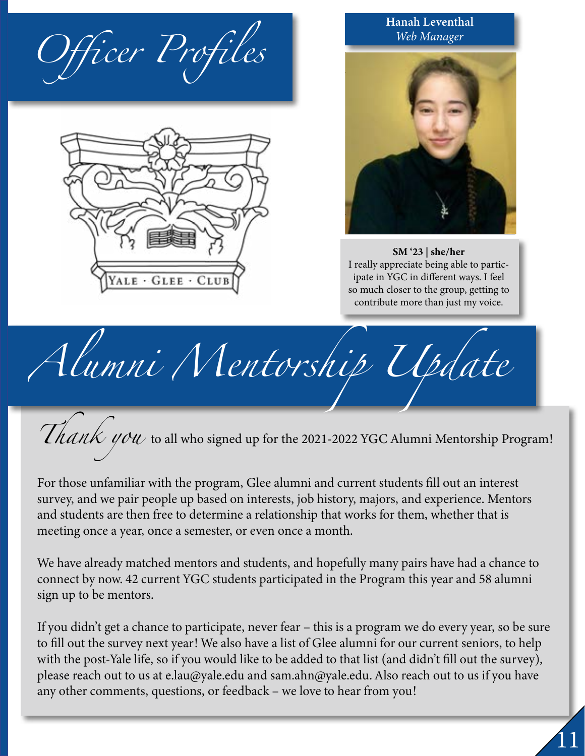# Officer Profiles

YALE · GLEE · CLUB

**Hanah Leventhal**
*Web Manager*

**SM '23 | she/her**
I really appreciate being able to participate in YGC in different ways. I feel so much closer to the group, getting to contribute more than just my voice.

# Alumni Mentorship Update

*Thank you* to all who signed up for the 2021-2022 YGC Alumni Mentorship Program!

For those unfamiliar with the program, Glee alumni and current students fill out an interest survey, and we pair people up based on interests, job history, majors, and experience. Mentors and students are then free to determine a relationship that works for them, whether that is meeting once a year, once a semester, or even once a month.

We have already matched mentors and students, and hopefully many pairs have had a chance to connect by now. 42 current YGC students participated in the Program this year and 58 alumni sign up to be mentors.

If you didn't get a chance to participate, never fear – this is a program we do every year, so be sure to fill out the survey next year! We also have a list of Glee alumni for our current seniors, to help with the post-Yale life, so if you would like to be added to that list (and didn't fill out the survey), please reach out to us at e.lau@yale.edu and sam.ahn@yale.edu. Also reach out to us if you have any other comments, questions, or feedback – we love to hear from you!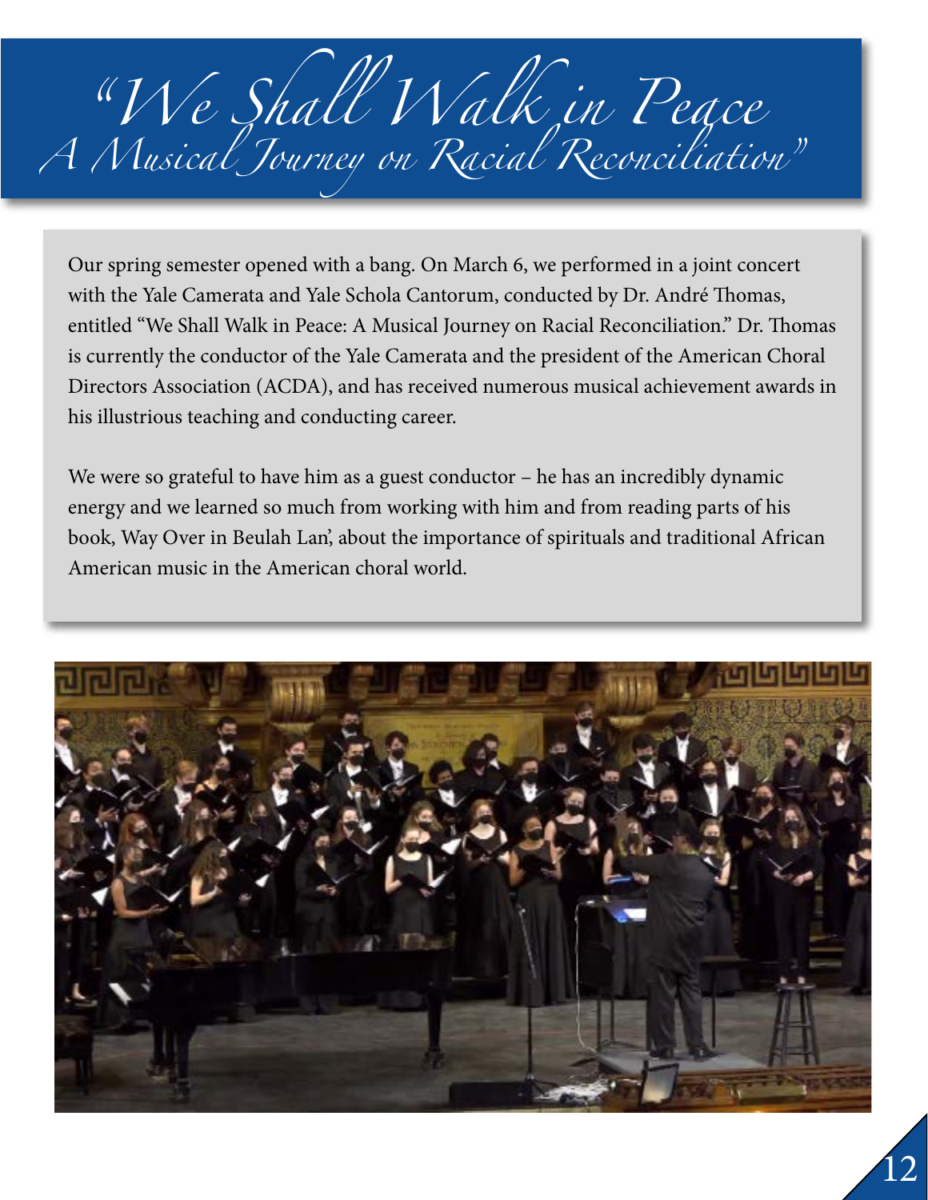# "We Shall Walk in Peace A Musical Journey on Racial Reconciliation"

Our spring semester opened with a bang. On March 6, we performed in a joint concert with the Yale Camerata and Yale Schola Cantorum, conducted by Dr. André Thomas, entitled "We Shall Walk in Peace: A Musical Journey on Racial Reconciliation." Dr. Thomas is currently the conductor of the Yale Camerata and the president of the American Choral Directors Association (ACDA), and has received numerous musical achievement awards in his illustrious teaching and conducting career.

We were so grateful to have him as a guest conductor – he has an incredibly dynamic energy and we learned so much from working with him and from reading parts of his book, Way Over in Beulah Lan', about the importance of spirituals and traditional African American music in the American choral world.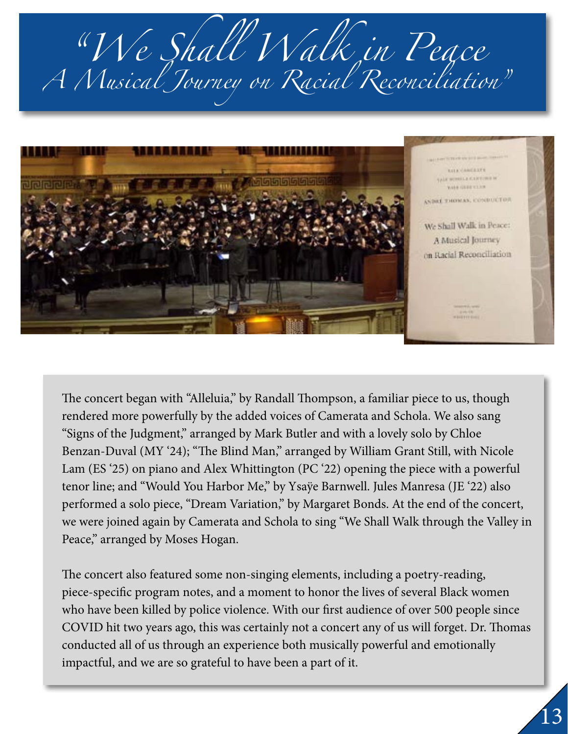# "We Shall Walk in Peace A Musical Journey on Racial Reconciliation"

The concert began with "Alleluia," by Randall Thompson, a familiar piece to us, though rendered more powerfully by the added voices of Camerata and Schola. We also sang "Signs of the Judgment," arranged by Mark Butler and with a lovely solo by Chloe Benzan-Duval (MY '24); "The Blind Man," arranged by William Grant Still, with Nicole Lam (ES '25) on piano and Alex Whittington (PC '22) opening the piece with a powerful tenor line; and "Would You Harbor Me," by Ysaÿe Barnwell. Jules Manresa (JE '22) also performed a solo piece, "Dream Variation," by Margaret Bonds. At the end of the concert, we were joined again by Camerata and Schola to sing "We Shall Walk through the Valley in Peace," arranged by Moses Hogan.

The concert also featured some non-singing elements, including a poetry-reading, piece-specific program notes, and a moment to honor the lives of several Black women who have been killed by police violence. With our first audience of over 500 people since COVID hit two years ago, this was certainly not a concert any of us will forget. Dr. Thomas conducted all of us through an experience both musically powerful and emotionally impactful, and we are so grateful to have been a part of it.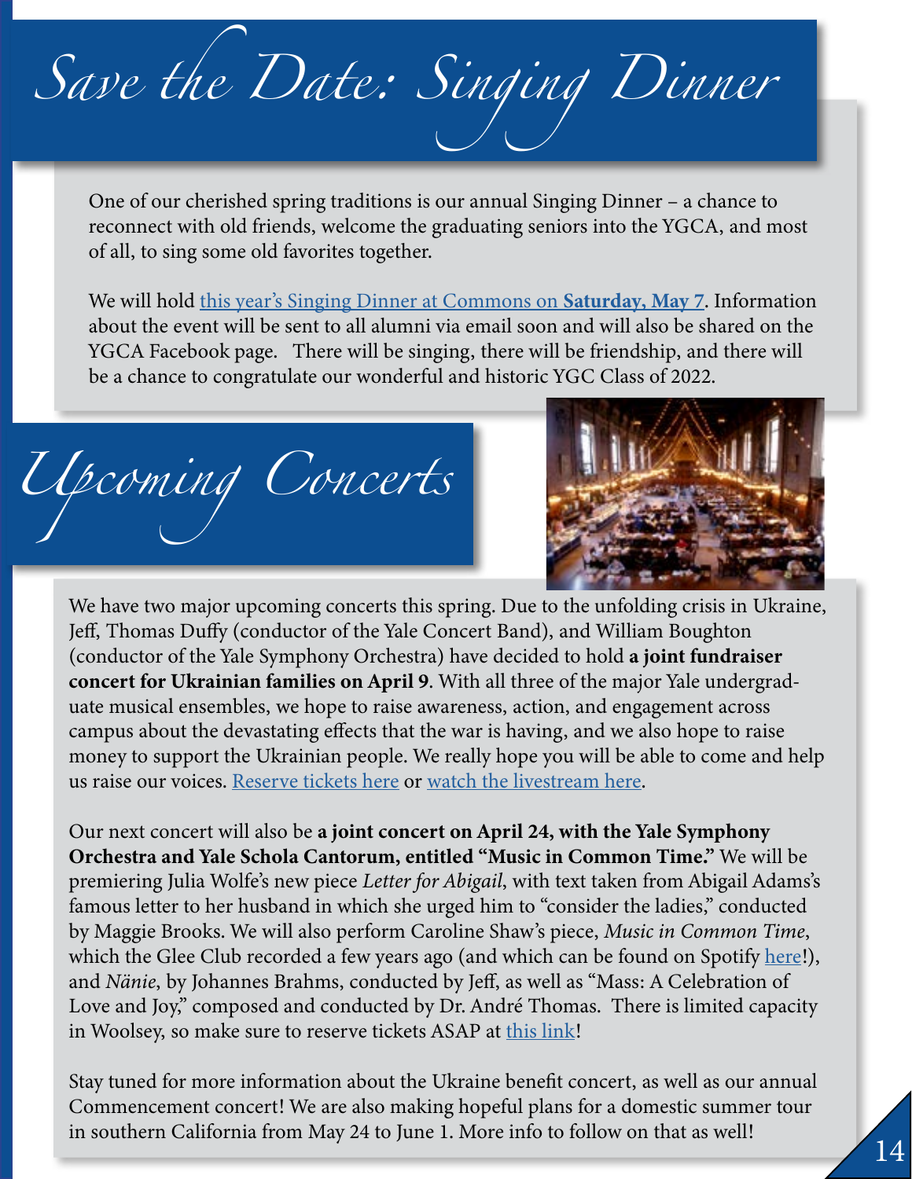# Save the Date: Singing Dinner

One of our cherished spring traditions is our annual Singing Dinner – a chance to reconnect with old friends, welcome the graduating seniors into the YGCA, and most of all, to sing some old favorites together.

We will hold this year's Singing Dinner at Commons on **Saturday, May 7**. Information about the event will be sent to all alumni via email soon and will also be shared on the YGCA Facebook page. There will be singing, there will be friendship, and there will be a chance to congratulate our wonderful and historic YGC Class of 2022.

# Upcoming Concerts

We have two major upcoming concerts this spring. Due to the unfolding crisis in Ukraine, Jeff, Thomas Duffy (conductor of the Yale Concert Band), and William Boughton (conductor of the Yale Symphony Orchestra) have decided to hold **a joint fundraiser concert for Ukrainian families on April 9**. With all three of the major Yale undergraduate musical ensembles, we hope to raise awareness, action, and engagement across campus about the devastating effects that the war is having, and we also hope to raise money to support the Ukrainian people. We really hope you will be able to come and help us raise our voices. Reserve tickets here or watch the livestream here.

Our next concert will also be **a joint concert on April 24, with the Yale Symphony Orchestra and Yale Schola Cantorum, entitled "Music in Common Time."** We will be premiering Julia Wolfe's new piece *Letter for Abigail*, with text taken from Abigail Adams's famous letter to her husband in which she urged him to "consider the ladies," conducted by Maggie Brooks. We will also perform Caroline Shaw's piece, *Music in Common Time*, which the Glee Club recorded a few years ago (and which can be found on Spotify here!), and *Nänie*, by Johannes Brahms, conducted by Jeff, as well as "Mass: A Celebration of Love and Joy," composed and conducted by Dr. André Thomas. There is limited capacity in Woolsey, so make sure to reserve tickets ASAP at this link!

Stay tuned for more information about the Ukraine benefit concert, as well as our annual Commencement concert! We are also making hopeful plans for a domestic summer tour in southern California from May 24 to June 1. More info to follow on that as well!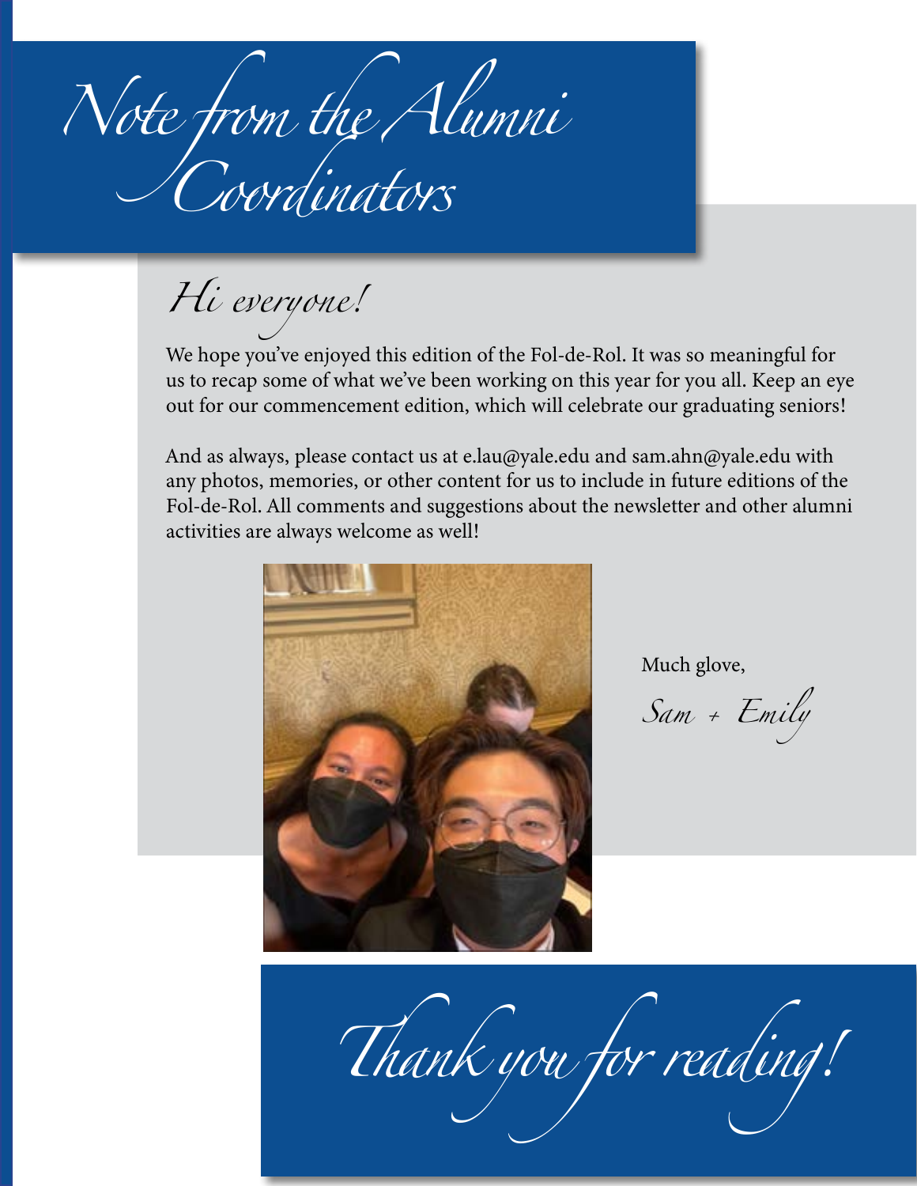# Note from the Alumni Coordinators

*Hi everyone!*

We hope you've enjoyed this edition of the Fol-de-Rol. It was so meaningful for us to recap some of what we've been working on this year for you all. Keep an eye out for our commencement edition, which will celebrate our graduating seniors!

And as always, please contact us at e.lau@yale.edu and sam.ahn@yale.edu with any photos, memories, or other content for us to include in future editions of the Fol-de-Rol. All comments and suggestions about the newsletter and other alumni activities are always welcome as well!

Much glove,

*Sam + Emily*

## Thank you for reading!